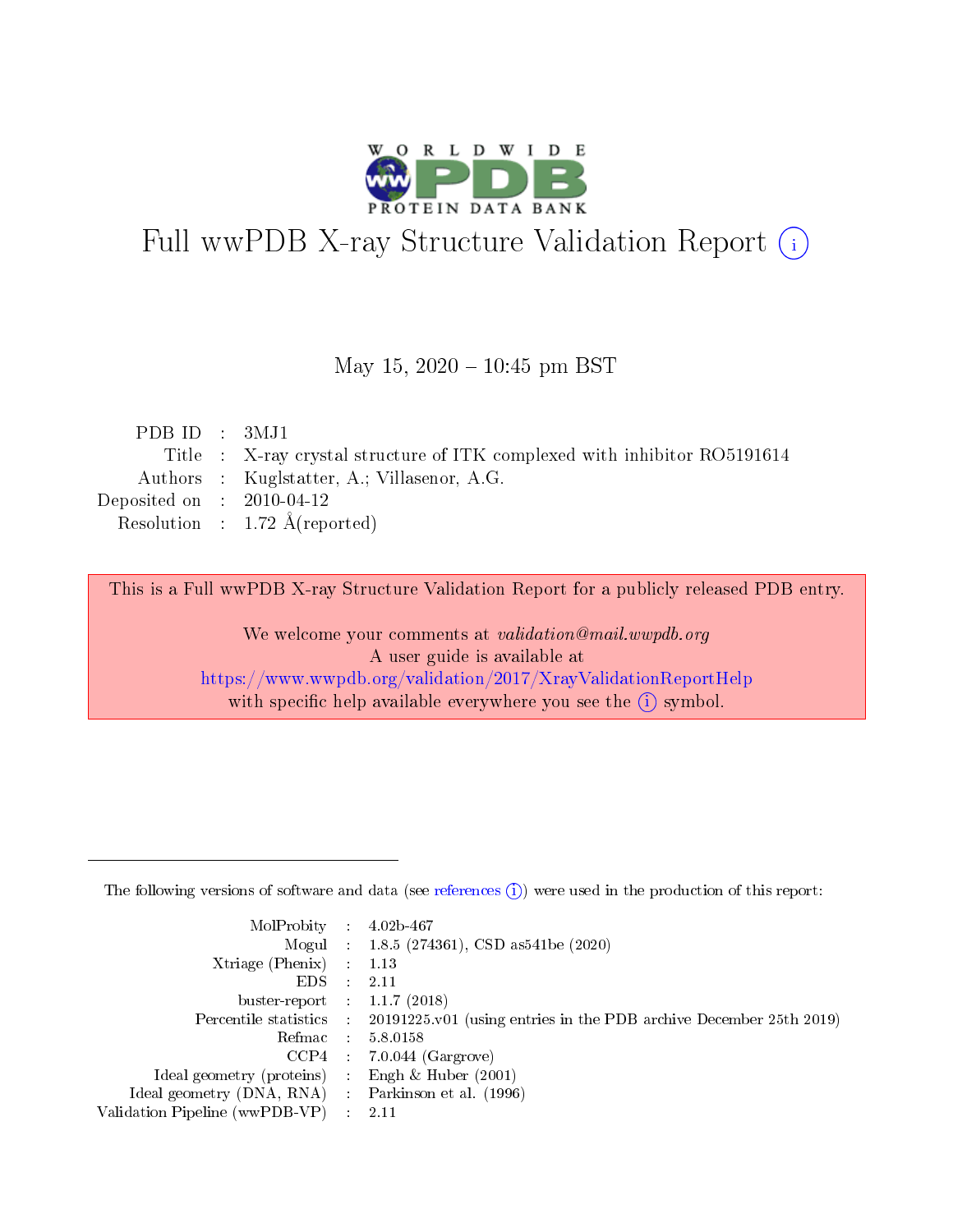# Full wwPDB X-ray Structure Validation Report (i)

May 15, 2020 – 10:45 pm BST

| | | |
|---|---|---|
| PDB ID | : | 3MJ1 |
| Title | : | X-ray crystal structure of ITK complexed with inhibitor RO5191614 |
| Authors | : | Kuglstatter, A.; Villasenor, A.G. |
| Deposited on | : | 2010-04-12 |
| Resolution | : | 1.72 Å(reported) |

This is a Full wwPDB X-ray Structure Validation Report for a publicly released PDB entry.

We welcome your comments at *validation@mail.wwpdb.org*
A user guide is available at
https://www.wwpdb.org/validation/2017/XrayValidationReportHelp
with specific help available everywhere you see the (i) symbol.

---

The following versions of software and data (see references (i)) were used in the production of this report:

| | | |
|---|---|---|
| MolProbity | : | 4.02b-467 |
| Mogul | : | 1.8.5 (274361), CSD as541be (2020) |
| Xtriage (Phenix) | : | 1.13 |
| EDS | : | 2.11 |
| buster-report | : | 1.1.7 (2018) |
| Percentile statistics | : | 20191225.v01 (using entries in the PDB archive December 25th 2019) |
| Refmac | : | 5.8.0158 |
| CCP4 | : | 7.0.044 (Gargrove) |
| Ideal geometry (proteins) | : | Engh & Huber (2001) |
| Ideal geometry (DNA, RNA) | : | Parkinson et al. (1996) |
| Validation Pipeline (wwPDB-VP) | : | 2.11 |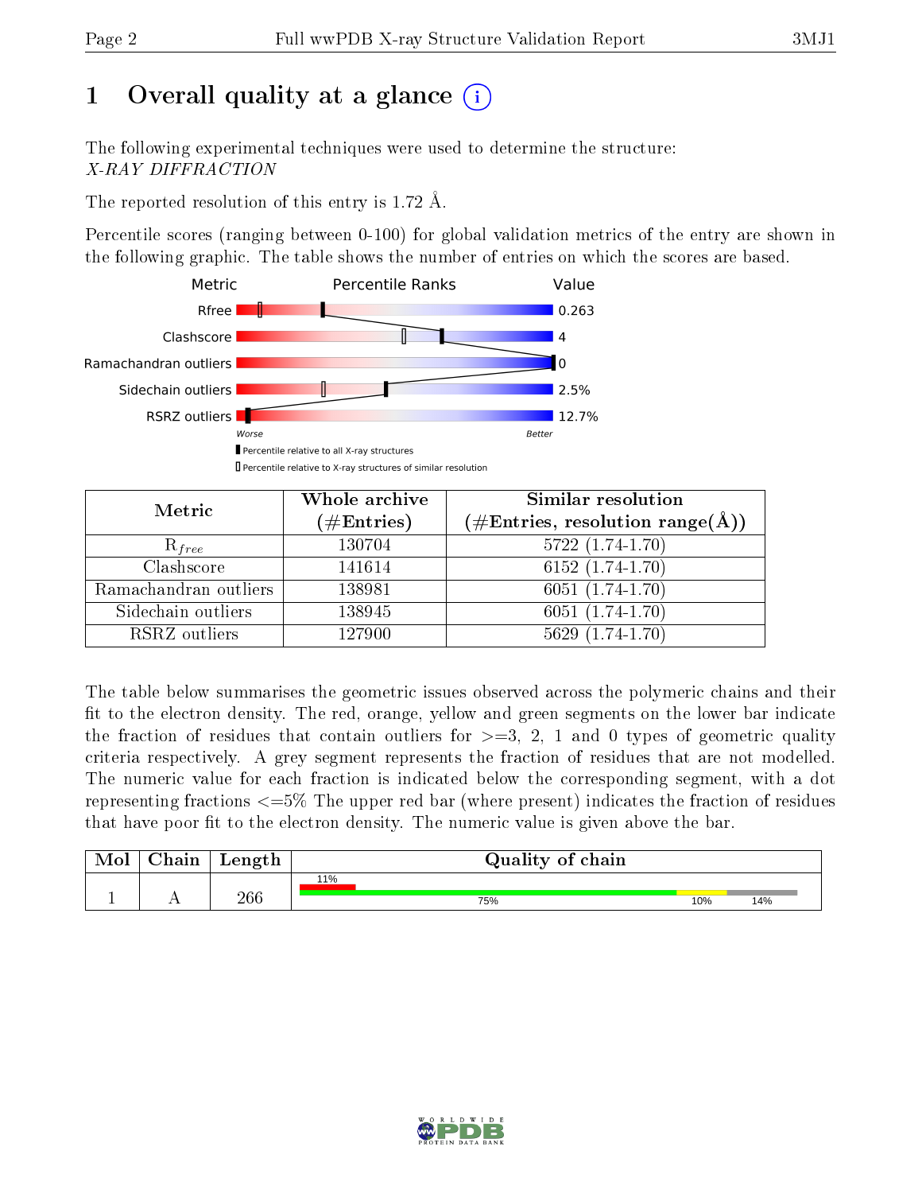# 1 Overall quality at a glance (i)

The following experimental techniques were used to determine the structure:
*X-RAY DIFFRACTION*

The reported resolution of this entry is 1.72 Å.

Percentile scores (ranging between 0-100) for global validation metrics of the entry are shown in the following graphic. The table shows the number of entries on which the scores are based.

| Metric | Value |
|---|---|
| Rfree | 0.263 |
| Clashscore | 4 |
| Ramachandran outliers | 0 |
| Sidechain outliers | 2.5% |
| RSRZ outliers | 12.7% |

Worse — Better

▮ Percentile relative to all X-ray structures
▯ Percentile relative to X-ray structures of similar resolution

| Metric | Whole archive (#Entries) | Similar resolution (#Entries, resolution range(Å)) |
|---|---|---|
| $R_{free}$ | 130704 | 5722 (1.74-1.70) |
| Clashscore | 141614 | 6152 (1.74-1.70) |
| Ramachandran outliers | 138981 | 6051 (1.74-1.70) |
| Sidechain outliers | 138945 | 6051 (1.74-1.70) |
| RSRZ outliers | 127900 | 5629 (1.74-1.70) |

The table below summarises the geometric issues observed across the polymeric chains and their fit to the electron density. The red, orange, yellow and green segments on the lower bar indicate the fraction of residues that contain outliers for >=3, 2, 1 and 0 types of geometric quality criteria respectively. A grey segment represents the fraction of residues that are not modelled. The numeric value for each fraction is indicated below the corresponding segment, with a dot representing fractions <=5% The upper red bar (where present) indicates the fraction of residues that have poor fit to the electron density. The numeric value is given above the bar.

| Mol | Chain | Length | Quality of chain |
|---|---|---|---|
| 1 | A | 266 | 11% (poor fit); 75% green, 10% yellow, 14% grey |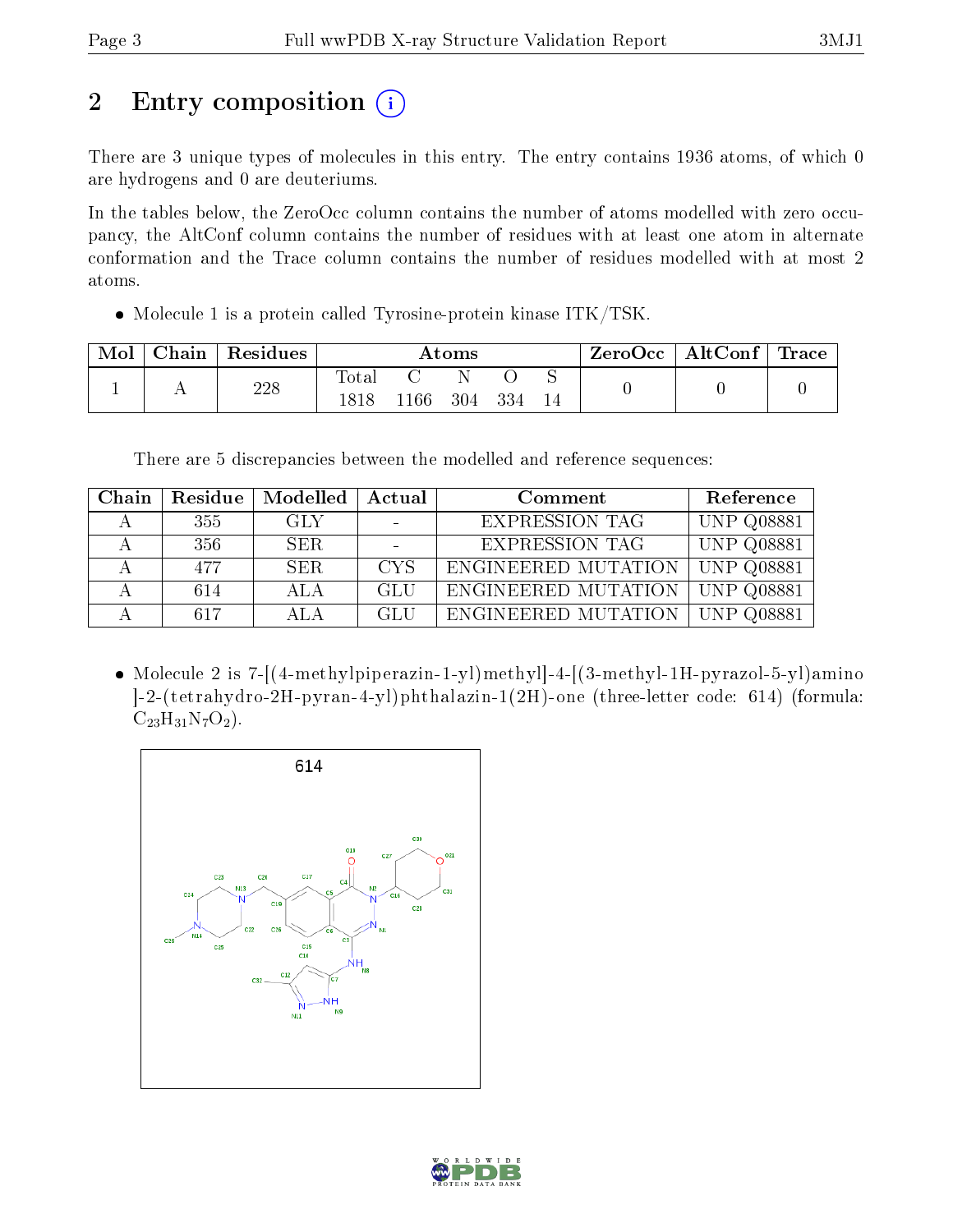# 2 Entry composition

There are 3 unique types of molecules in this entry. The entry contains 1936 atoms, of which 0 are hydrogens and 0 are deuteriums.

In the tables below, the ZeroOcc column contains the number of atoms modelled with zero occupancy, the AltConf column contains the number of residues with at least one atom in alternate conformation and the Trace column contains the number of residues modelled with at most 2 atoms.

- Molecule 1 is a protein called Tyrosine-protein kinase ITK/TSK.

| Mol | Chain | Residues | Atoms | | | | | ZeroOcc | AltConf | Trace |
|---|---|---|---|---|---|---|---|---|---|---|
| | | | Total | C | N | O | S | | | |
| 1 | A | 228 | 1818 | 1166 | 304 | 334 | 14 | 0 | 0 | 0 |

There are 5 discrepancies between the modelled and reference sequences:

| Chain | Residue | Modelled | Actual | Comment | Reference |
|---|---|---|---|---|---|
| A | 355 | GLY | - | EXPRESSION TAG | UNP Q08881 |
| A | 356 | SER | - | EXPRESSION TAG | UNP Q08881 |
| A | 477 | SER | CYS | ENGINEERED MUTATION | UNP Q08881 |
| A | 614 | ALA | GLU | ENGINEERED MUTATION | UNP Q08881 |
| A | 617 | ALA | GLU | ENGINEERED MUTATION | UNP Q08881 |

- Molecule 2 is 7-[(4-methylpiperazin-1-yl)methyl]-4-[(3-methyl-1H-pyrazol-5-yl)amino]-2-(tetrahydro-2H-pyran-4-yl)phthalazin-1(2H)-one (three-letter code: 614) (formula: $C_{23}H_{31}N_7O_2$).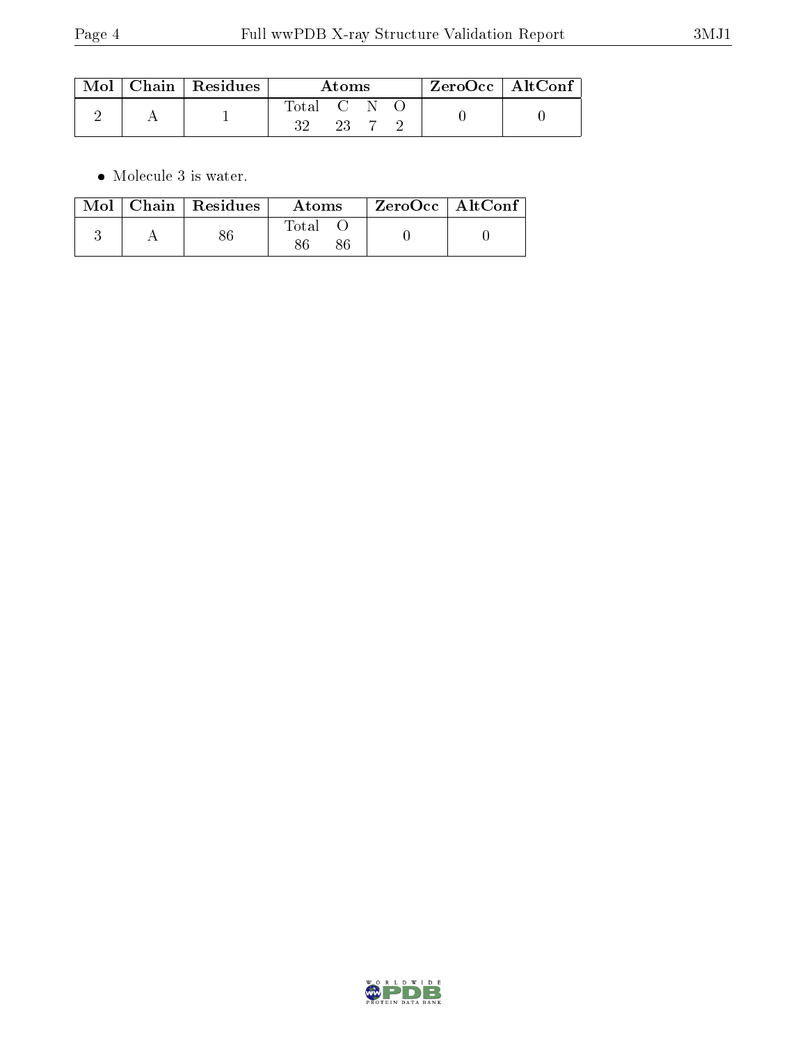| Mol | Chain | Residues | Atoms | | | | ZeroOcc | AltConf |
|---|---|---|---|---|---|---|---|---|
| | | | Total | C | N | O | | |
| 2 | A | 1 | 32 | 23 | 7 | 2 | 0 | 0 |

- Molecule 3 is water.

| Mol | Chain | Residues | Atoms | | ZeroOcc | AltConf |
|---|---|---|---|---|---|---|
| | | | Total | O | | |
| 3 | A | 86 | 86 | 86 | 0 | 0 |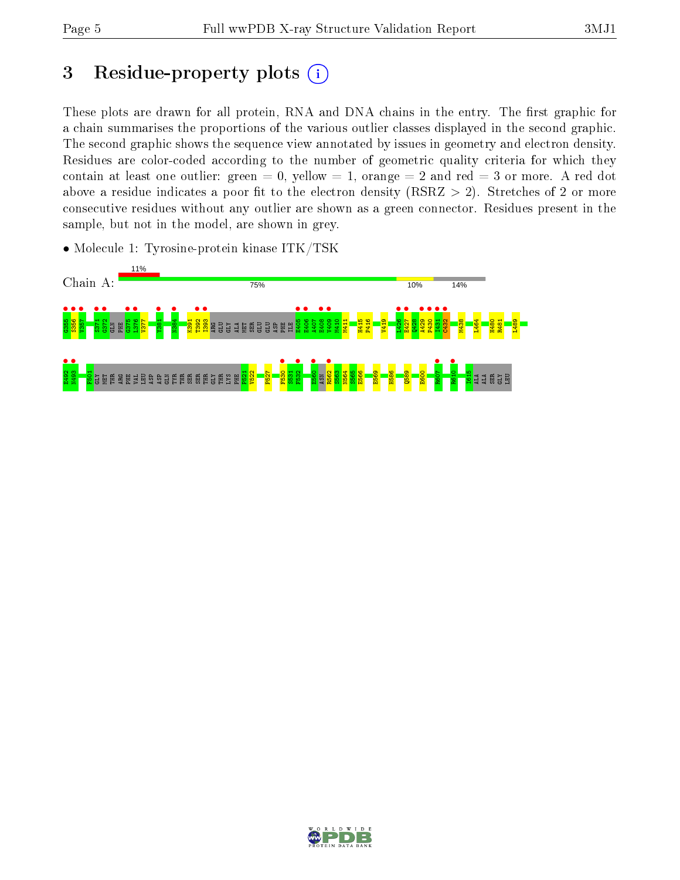# 3 Residue-property plots

These plots are drawn for all protein, RNA and DNA chains in the entry. The first graphic for a chain summarises the proportions of the various outlier classes displayed in the second graphic. The second graphic shows the sequence view annotated by issues in geometry and electron density. Residues are color-coded according to the number of geometric quality criteria for which they contain at least one outlier: green = 0, yellow = 1, orange = 2 and red = 3 or more. A red dot above a residue indicates a poor fit to the electron density (RSRZ > 2). Stretches of 2 or more consecutive residues without any outlier are shown as a green connector. Residues present in the sample, but not in the model, are shown in grey.

- Molecule 1: Tyrosine-protein kinase ITK/TSK

Chain A: 11% | 75% | 10% | 14%

G355 S356 V357 S371 G372 GLN PHE G375 L376 V377 Y381 N384 K391 T392 I393 ARG GLU GLY ALA MET SER GLU GLU ASP PHE ILE E405 E406 A407 E408 V409 M410 M411 H415 P416 V419 L426 E427 Q428 A429 P430 I431 C432 M438 L464 H480 R481 L489

K492 N493 F501 GLY MET THR ARG PHE VAL LEU ASP ASP GLN TYR THR SER SER THR GLY THR LYS PHE P521 V522 P527 F530 S531 F532 E560 ASN R562 S563 N564 S565 E566 E569 H586 Q589 E600 R607 N610 I615 ALA ALA SER GLY LEU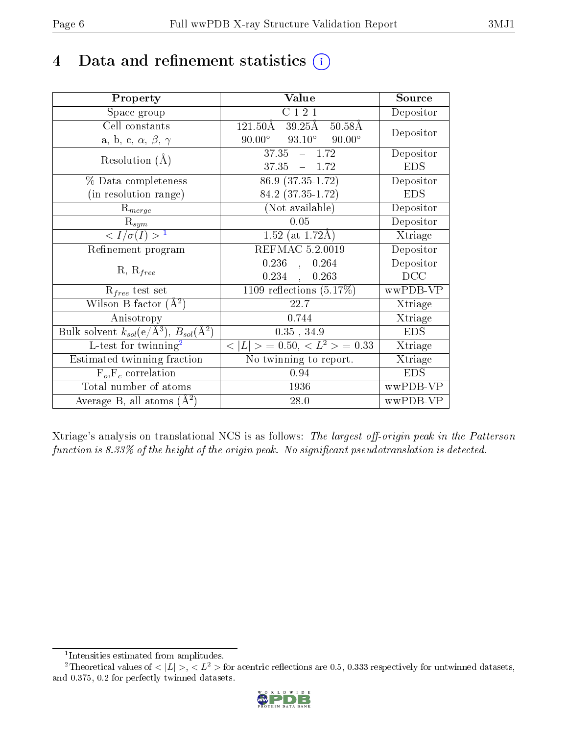# 4 Data and refinement statistics

| Property | Value | Source |
|---|---|---|
| Space group | C 1 2 1 | Depositor |
| Cell constants<br>a, b, c, $\alpha$, $\beta$, $\gamma$ | 121.50Å 39.25Å 50.58Å<br>90.00° 93.10° 90.00° | Depositor |
| Resolution (Å) | 37.35 – 1.72<br>37.35 – 1.72 | Depositor<br>EDS |
| % Data completeness<br>(in resolution range) | 86.9 (37.35-1.72)<br>84.2 (37.35-1.72) | Depositor<br>EDS |
| $R_{merge}$ | (Not available) | Depositor |
| $R_{sym}$ | 0.05 | Depositor |
| $< I/\sigma(I) >$ [1] | 1.52 (at 1.72Å) | Xtriage |
| Refinement program | REFMAC 5.2.0019 | Depositor |
| R, $R_{free}$ | 0.236 , 0.264<br>0.234 , 0.263 | Depositor<br>DCC |
| $R_{free}$ test set | 1109 reflections (5.17%) | wwPDB-VP |
| Wilson B-factor (Å$^2$) | 22.7 | Xtriage |
| Anisotropy | 0.744 | Xtriage |
| Bulk solvent $k_{sol}$(e/Å$^3$), $B_{sol}$(Å$^2$) | 0.35 , 34.9 | EDS |
| L-test for twinning[2] | $< \lvert L \rvert >$ = 0.50, $< L^2 >$ = 0.33 | Xtriage |
| Estimated twinning fraction | No twinning to report. | Xtriage |
| $F_o$,$F_c$ correlation | 0.94 | EDS |
| Total number of atoms | 1936 | wwPDB-VP |
| Average B, all atoms (Å$^2$) | 28.0 | wwPDB-VP |

Xtriage's analysis on translational NCS is as follows: *The largest off-origin peak in the Patterson function is 8.33% of the height of the origin peak. No significant pseudotranslation is detected.*

[1] Intensities estimated from amplitudes.

[2] Theoretical values of $< \lvert L \rvert >$, $< L^2 >$ for acentric reflections are 0.5, 0.333 respectively for untwinned datasets, and 0.375, 0.2 for perfectly twinned datasets.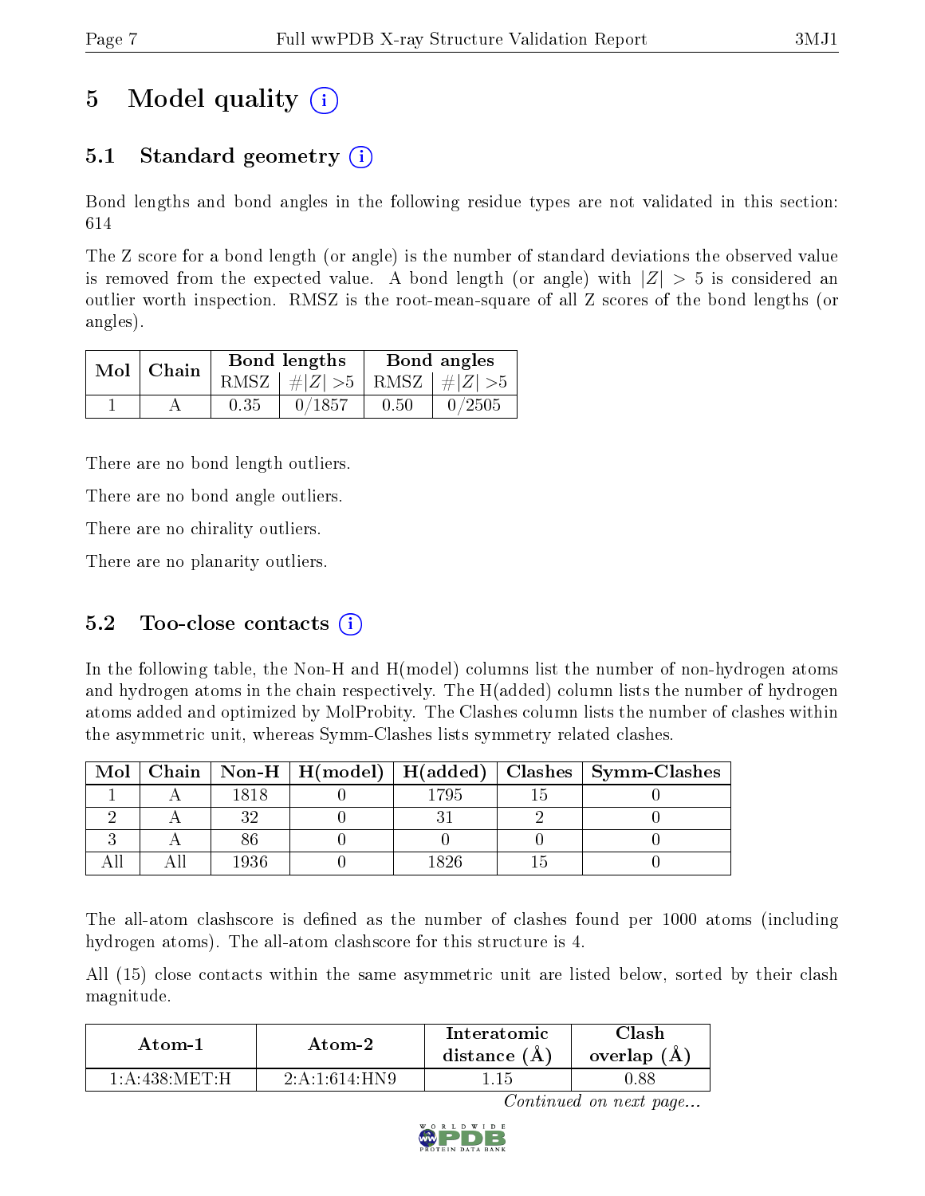# 5 Model quality (i)

## 5.1 Standard geometry (i)

Bond lengths and bond angles in the following residue types are not validated in this section: 614

The Z score for a bond length (or angle) is the number of standard deviations the observed value is removed from the expected value. A bond length (or angle) with $|Z| > 5$ is considered an outlier worth inspection. RMSZ is the root-mean-square of all Z scores of the bond lengths (or angles).

| Mol | Chain | Bond lengths | | Bond angles | |
|---|---|---|---|---|---|
| | | RMSZ | $\#\|Z\| > 5$ | RMSZ | $\#\|Z\| > 5$ |
| 1 | A | 0.35 | 0/1857 | 0.50 | 0/2505 |

There are no bond length outliers.

There are no bond angle outliers.

There are no chirality outliers.

There are no planarity outliers.

## 5.2 Too-close contacts (i)

In the following table, the Non-H and H(model) columns list the number of non-hydrogen atoms and hydrogen atoms in the chain respectively. The H(added) column lists the number of hydrogen atoms added and optimized by MolProbity. The Clashes column lists the number of clashes within the asymmetric unit, whereas Symm-Clashes lists symmetry related clashes.

| Mol | Chain | Non-H | H(model) | H(added) | Clashes | Symm-Clashes |
|---|---|---|---|---|---|---|
| 1 | A | 1818 | 0 | 1795 | 15 | 0 |
| 2 | A | 32 | 0 | 31 | 2 | 0 |
| 3 | A | 86 | 0 | 0 | 0 | 0 |
| All | All | 1936 | 0 | 1826 | 15 | 0 |

The all-atom clashscore is defined as the number of clashes found per 1000 atoms (including hydrogen atoms). The all-atom clashscore for this structure is 4.

All (15) close contacts within the same asymmetric unit are listed below, sorted by their clash magnitude.

| Atom-1 | Atom-2 | Interatomic distance (Å) | Clash overlap (Å) |
|---|---|---|---|
| 1:A:438:MET:H | 2:A:1:614:HN9 | 1.15 | 0.88 |

*Continued on next page...*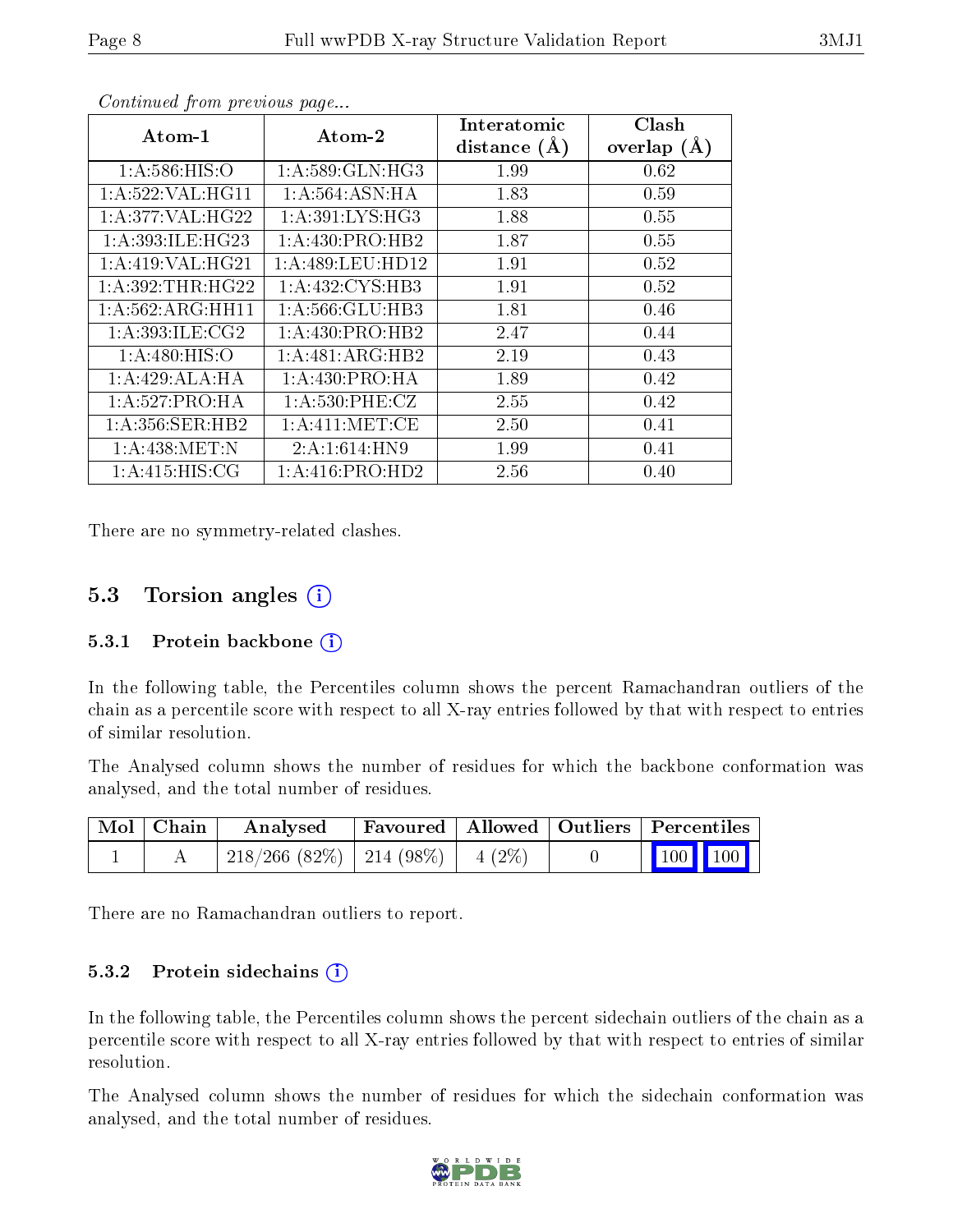*Continued from previous page...*

| Atom-1 | Atom-2 | Interatomic distance (Å) | Clash overlap (Å) |
|---|---|---|---|
| 1:A:586:HIS:O | 1:A:589:GLN:HG3 | 1.99 | 0.62 |
| 1:A:522:VAL:HG11 | 1:A:564:ASN:HA | 1.83 | 0.59 |
| 1:A:377:VAL:HG22 | 1:A:391:LYS:HG3 | 1.88 | 0.55 |
| 1:A:393:ILE:HG23 | 1:A:430:PRO:HB2 | 1.87 | 0.55 |
| 1:A:419:VAL:HG21 | 1:A:489:LEU:HD12 | 1.91 | 0.52 |
| 1:A:392:THR:HG22 | 1:A:432:CYS:HB3 | 1.91 | 0.52 |
| 1:A:562:ARG:HH11 | 1:A:566:GLU:HB3 | 1.81 | 0.46 |
| 1:A:393:ILE:CG2 | 1:A:430:PRO:HB2 | 2.47 | 0.44 |
| 1:A:480:HIS:O | 1:A:481:ARG:HB2 | 2.19 | 0.43 |
| 1:A:429:ALA:HA | 1:A:430:PRO:HA | 1.89 | 0.42 |
| 1:A:527:PRO:HA | 1:A:530:PHE:CZ | 2.55 | 0.42 |
| 1:A:356:SER:HB2 | 1:A:411:MET:CE | 2.50 | 0.41 |
| 1:A:438:MET:N | 2:A:1:614:HN9 | 1.99 | 0.41 |
| 1:A:415:HIS:CG | 1:A:416:PRO:HD2 | 2.56 | 0.40 |

There are no symmetry-related clashes.

## 5.3 Torsion angles

### 5.3.1 Protein backbone

In the following table, the Percentiles column shows the percent Ramachandran outliers of the chain as a percentile score with respect to all X-ray entries followed by that with respect to entries of similar resolution.

The Analysed column shows the number of residues for which the backbone conformation was analysed, and the total number of residues.

| Mol | Chain | Analysed | Favoured | Allowed | Outliers | Percentiles | |
|---|---|---|---|---|---|---|---|
| 1 | A | 218/266 (82%) | 214 (98%) | 4 (2%) | 0 | 100 | 100 |

There are no Ramachandran outliers to report.

### 5.3.2 Protein sidechains

In the following table, the Percentiles column shows the percent sidechain outliers of the chain as a percentile score with respect to all X-ray entries followed by that with respect to entries of similar resolution.

The Analysed column shows the number of residues for which the sidechain conformation was analysed, and the total number of residues.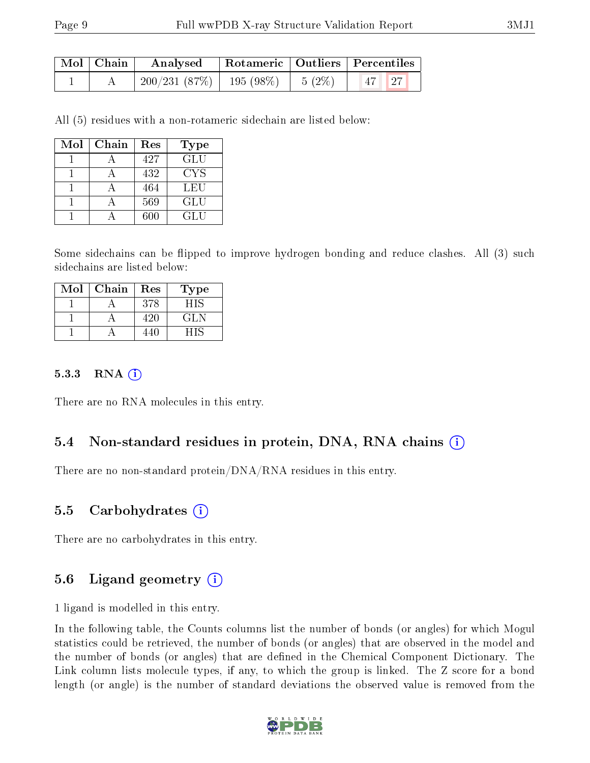| Mol | Chain | Analysed | Rotameric | Outliers | Percentiles | |
|---|---|---|---|---|---|---|
| 1 | A | 200/231 (87%) | 195 (98%) | 5 (2%) | 47 | 27 |

All (5) residues with a non-rotameric sidechain are listed below:

| Mol | Chain | Res | Type |
|---|---|---|---|
| 1 | A | 427 | GLU |
| 1 | A | 432 | CYS |
| 1 | A | 464 | LEU |
| 1 | A | 569 | GLU |
| 1 | A | 600 | GLU |

Some sidechains can be flipped to improve hydrogen bonding and reduce clashes. All (3) such sidechains are listed below:

| Mol | Chain | Res | Type |
|---|---|---|---|
| 1 | A | 378 | HIS |
| 1 | A | 420 | GLN |
| 1 | A | 440 | HIS |

#### 5.3.3 RNA

There are no RNA molecules in this entry.

### 5.4 Non-standard residues in protein, DNA, RNA chains

There are no non-standard protein/DNA/RNA residues in this entry.

### 5.5 Carbohydrates

There are no carbohydrates in this entry.

### 5.6 Ligand geometry

1 ligand is modelled in this entry.

In the following table, the Counts columns list the number of bonds (or angles) for which Mogul statistics could be retrieved, the number of bonds (or angles) that are observed in the model and the number of bonds (or angles) that are defined in the Chemical Component Dictionary. The Link column lists molecule types, if any, to which the group is linked. The Z score for a bond length (or angle) is the number of standard deviations the observed value is removed from the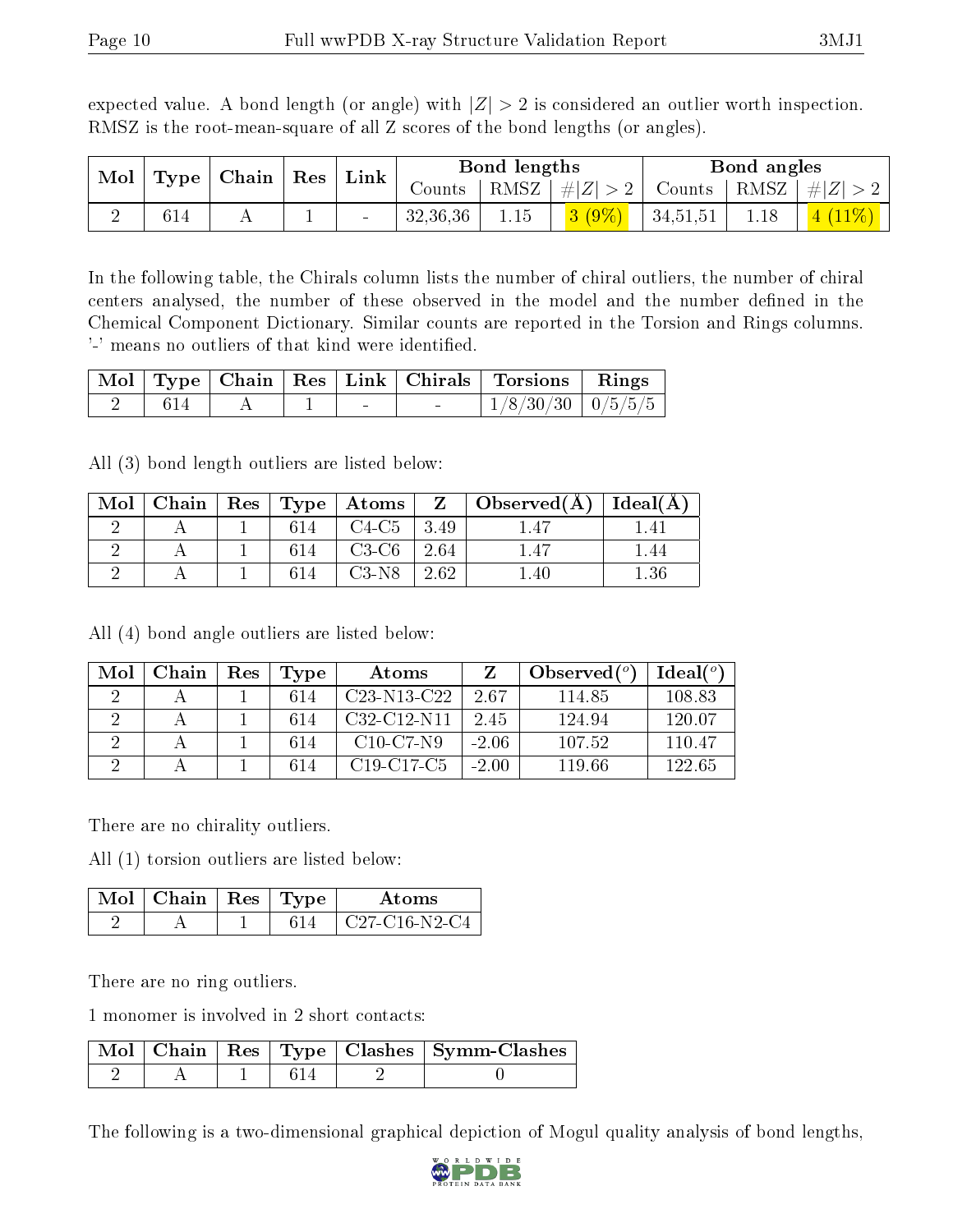expected value. A bond length (or angle) with $|Z| > 2$ is considered an outlier worth inspection. RMSZ is the root-mean-square of all Z scores of the bond lengths (or angles).

| Mol | Type | Chain | Res | Link | Bond lengths | | | Bond angles | | |
|---|---|---|---|---|---|---|---|---|---|---|
| | | | | | Counts | RMSZ | $\#\|Z\| > 2$ | Counts | RMSZ | $\#\|Z\| > 2$ |
| 2 | 614 | A | 1 | - | 32,36,36 | 1.15 | 3 (9%) | 34,51,51 | 1.18 | 4 (11%) |

In the following table, the Chirals column lists the number of chiral outliers, the number of chiral centers analysed, the number of these observed in the model and the number defined in the Chemical Component Dictionary. Similar counts are reported in the Torsion and Rings columns. '-' means no outliers of that kind were identified.

| Mol | Type | Chain | Res | Link | Chirals | Torsions | Rings |
|---|---|---|---|---|---|---|---|
| 2 | 614 | A | 1 | - | - | 1/8/30/30 | 0/5/5/5 |

All (3) bond length outliers are listed below:

| Mol | Chain | Res | Type | Atoms | Z | Observed(Å) | Ideal(Å) |
|---|---|---|---|---|---|---|---|
| 2 | A | 1 | 614 | C4-C5 | 3.49 | 1.47 | 1.41 |
| 2 | A | 1 | 614 | C3-C6 | 2.64 | 1.47 | 1.44 |
| 2 | A | 1 | 614 | C3-N8 | 2.62 | 1.40 | 1.36 |

All (4) bond angle outliers are listed below:

| Mol | Chain | Res | Type | Atoms | Z | Observed(°) | Ideal(°) |
|---|---|---|---|---|---|---|---|
| 2 | A | 1 | 614 | C23-N13-C22 | 2.67 | 114.85 | 108.83 |
| 2 | A | 1 | 614 | C32-C12-N11 | 2.45 | 124.94 | 120.07 |
| 2 | A | 1 | 614 | C10-C7-N9 | -2.06 | 107.52 | 110.47 |
| 2 | A | 1 | 614 | C19-C17-C5 | -2.00 | 119.66 | 122.65 |

There are no chirality outliers.

All (1) torsion outliers are listed below:

| Mol | Chain | Res | Type | Atoms |
|---|---|---|---|---|
| 2 | A | 1 | 614 | C27-C16-N2-C4 |

There are no ring outliers.

1 monomer is involved in 2 short contacts:

| Mol | Chain | Res | Type | Clashes | Symm-Clashes |
|---|---|---|---|---|---|
| 2 | A | 1 | 614 | 2 | 0 |

The following is a two-dimensional graphical depiction of Mogul quality analysis of bond lengths,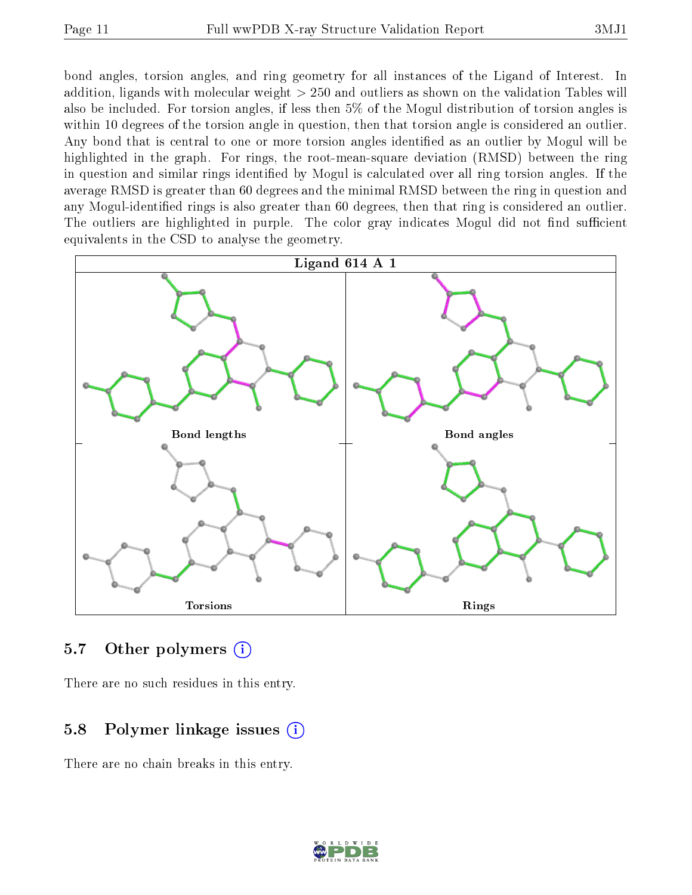bond angles, torsion angles, and ring geometry for all instances of the Ligand of Interest. In addition, ligands with molecular weight > 250 and outliers as shown on the validation Tables will also be included. For torsion angles, if less then 5% of the Mogul distribution of torsion angles is within 10 degrees of the torsion angle in question, then that torsion angle is considered an outlier. Any bond that is central to one or more torsion angles identified as an outlier by Mogul will be highlighted in the graph. For rings, the root-mean-square deviation (RMSD) between the ring in question and similar rings identified by Mogul is calculated over all ring torsion angles. If the average RMSD is greater than 60 degrees and the minimal RMSD between the ring in question and any Mogul-identified rings is also greater than 60 degrees, then that ring is considered an outlier. The outliers are highlighted in purple. The color gray indicates Mogul did not find sufficient equivalents in the CSD to analyse the geometry.

**Ligand 614 A 1**

| Bond lengths | Bond angles |
|---|---|
| Torsions | Rings |

## 5.7 Other polymers

There are no such residues in this entry.

## 5.8 Polymer linkage issues

There are no chain breaks in this entry.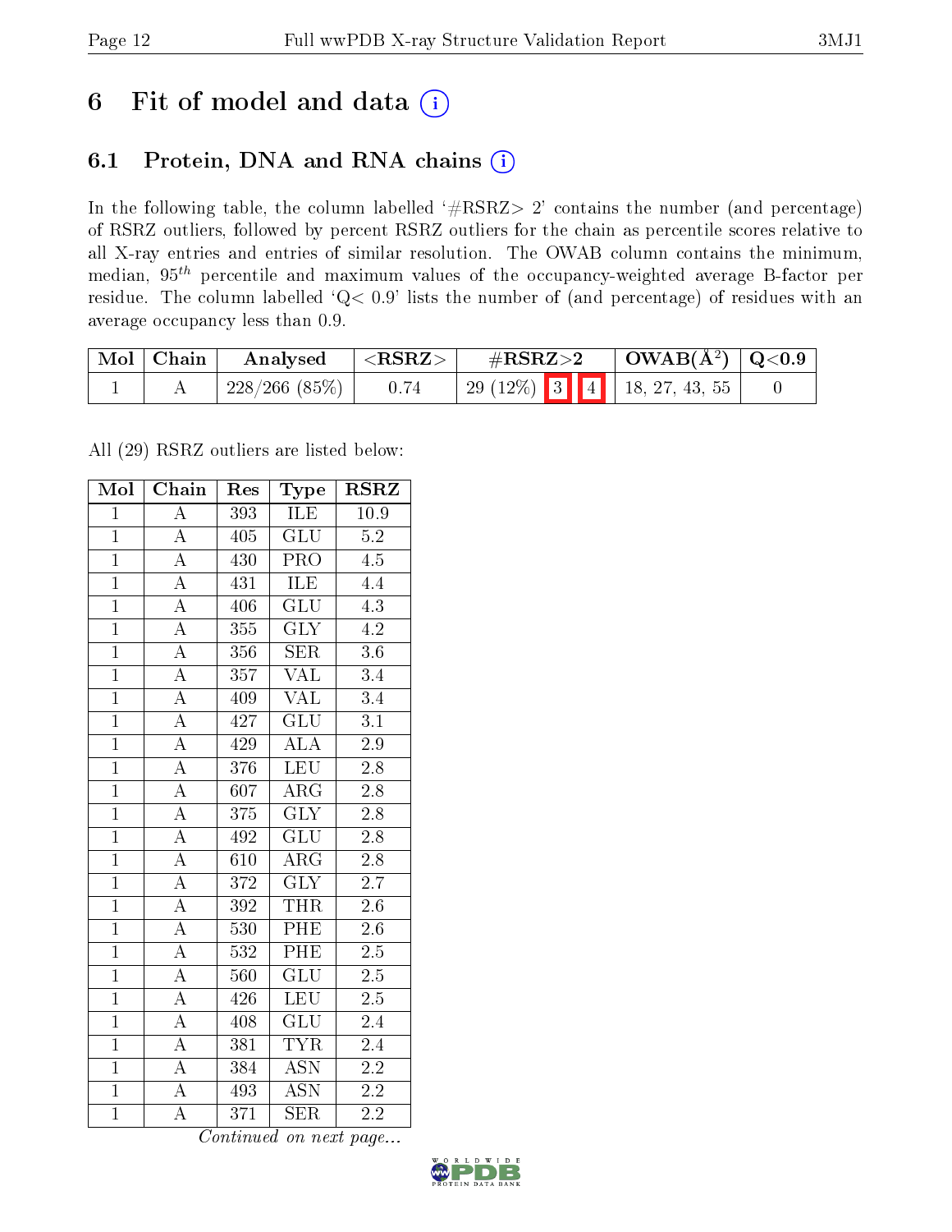# 6 Fit of model and data (i)

## 6.1 Protein, DNA and RNA chains (i)

In the following table, the column labelled '#RSRZ> 2' contains the number (and percentage) of RSRZ outliers, followed by percent RSRZ outliers for the chain as percentile scores relative to all X-ray entries and entries of similar resolution. The OWAB column contains the minimum, median, $95^{th}$ percentile and maximum values of the occupancy-weighted average B-factor per residue. The column labelled 'Q< 0.9' lists the number of (and percentage) of residues with an average occupancy less than 0.9.

| Mol | Chain | Analysed | <RSRZ> | #RSRZ>2 | | | OWAB(Å$^2$) | Q<0.9 |
|---|---|---|---|---|---|---|---|---|
| 1 | A | 228/266 (85%) | 0.74 | 29 (12%) | 3 | 4 | 18, 27, 43, 55 | 0 |

All (29) RSRZ outliers are listed below:

| Mol | Chain | Res | Type | RSRZ |
|---|---|---|---|---|
| 1 | A | 393 | ILE | 10.9 |
| 1 | A | 405 | GLU | 5.2 |
| 1 | A | 430 | PRO | 4.5 |
| 1 | A | 431 | ILE | 4.4 |
| 1 | A | 406 | GLU | 4.3 |
| 1 | A | 355 | GLY | 4.2 |
| 1 | A | 356 | SER | 3.6 |
| 1 | A | 357 | VAL | 3.4 |
| 1 | A | 409 | VAL | 3.4 |
| 1 | A | 427 | GLU | 3.1 |
| 1 | A | 429 | ALA | 2.9 |
| 1 | A | 376 | LEU | 2.8 |
| 1 | A | 607 | ARG | 2.8 |
| 1 | A | 375 | GLY | 2.8 |
| 1 | A | 492 | GLU | 2.8 |
| 1 | A | 610 | ARG | 2.8 |
| 1 | A | 372 | GLY | 2.7 |
| 1 | A | 392 | THR | 2.6 |
| 1 | A | 530 | PHE | 2.6 |
| 1 | A | 532 | PHE | 2.5 |
| 1 | A | 560 | GLU | 2.5 |
| 1 | A | 426 | LEU | 2.5 |
| 1 | A | 408 | GLU | 2.4 |
| 1 | A | 381 | TYR | 2.4 |
| 1 | A | 384 | ASN | 2.2 |
| 1 | A | 493 | ASN | 2.2 |
| 1 | A | 371 | SER | 2.2 |

*Continued on next page...*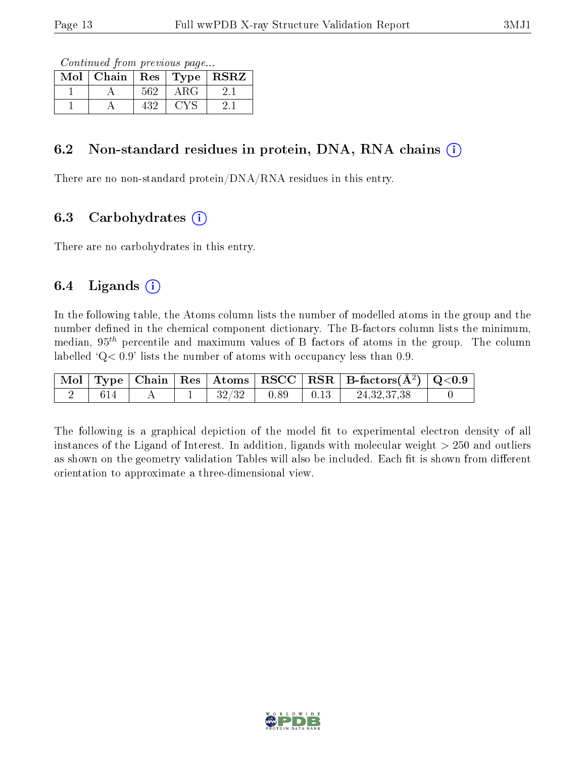*Continued from previous page...*

| Mol | Chain | Res | Type | RSRZ |
|---|---|---|---|---|
| 1 | A | 562 | ARG | 2.1 |
| 1 | A | 432 | CYS | 2.1 |

## 6.2 Non-standard residues in protein, DNA, RNA chains

There are no non-standard protein/DNA/RNA residues in this entry.

## 6.3 Carbohydrates

There are no carbohydrates in this entry.

## 6.4 Ligands

In the following table, the Atoms column lists the number of modelled atoms in the group and the number defined in the chemical component dictionary. The B-factors column lists the minimum, median, $95^{th}$ percentile and maximum values of B factors of atoms in the group. The column labelled 'Q< 0.9' lists the number of atoms with occupancy less than 0.9.

| Mol | Type | Chain | Res | Atoms | RSCC | RSR | B-factors(Å$^2$) | Q<0.9 |
|---|---|---|---|---|---|---|---|---|
| 2 | 614 | A | 1 | 32/32 | 0.89 | 0.13 | 24,32,37,38 | 0 |

The following is a graphical depiction of the model fit to experimental electron density of all instances of the Ligand of Interest. In addition, ligands with molecular weight > 250 and outliers as shown on the geometry validation Tables will also be included. Each fit is shown from different orientation to approximate a three-dimensional view.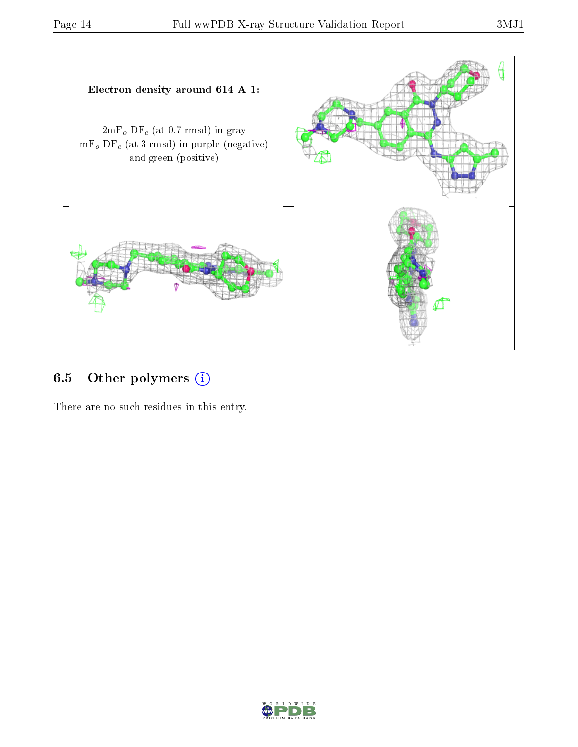**Electron density around 614 A 1:**

$2mF_o$-$DF_c$ (at 0.7 rmsd) in gray
$mF_o$-$DF_c$ (at 3 rmsd) in purple (negative)
and green (positive)

## 6.5 Other polymers

There are no such residues in this entry.